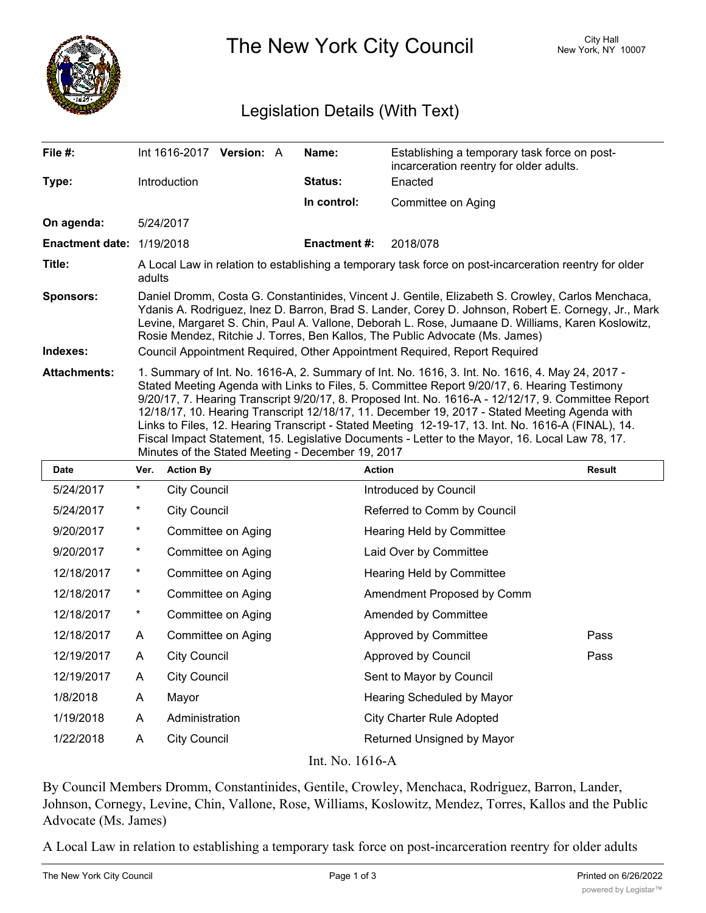# The New York City Council

City Hall
New York, NY 10007

## Legislation Details (With Text)

| | | | |
|---|---|---|---|
| **File #:** | Int 1616-2017 **Version:** A | **Name:** | Establishing a temporary task force on post-incarceration reentry for older adults. |
| **Type:** | Introduction | **Status:** | Enacted |
| | | **In control:** | Committee on Aging |
| **On agenda:** | 5/24/2017 | | |
| **Enactment date:** | 1/19/2018 | **Enactment #:** | 2018/078 |

**Title:** A Local Law in relation to establishing a temporary task force on post-incarceration reentry for older adults

**Sponsors:** Daniel Dromm, Costa G. Constantinides, Vincent J. Gentile, Elizabeth S. Crowley, Carlos Menchaca, Ydanis A. Rodriguez, Inez D. Barron, Brad S. Lander, Corey D. Johnson, Robert E. Cornegy, Jr., Mark Levine, Margaret S. Chin, Paul A. Vallone, Deborah L. Rose, Jumaane D. Williams, Karen Koslowitz, Rosie Mendez, Ritchie J. Torres, Ben Kallos, The Public Advocate (Ms. James)

**Indexes:** Council Appointment Required, Other Appointment Required, Report Required

**Attachments:** 1. Summary of Int. No. 1616-A, 2. Summary of Int. No. 1616, 3. Int. No. 1616, 4. May 24, 2017 - Stated Meeting Agenda with Links to Files, 5. Committee Report 9/20/17, 6. Hearing Testimony 9/20/17, 7. Hearing Transcript 9/20/17, 8. Proposed Int. No. 1616-A - 12/12/17, 9. Committee Report 12/18/17, 10. Hearing Transcript 12/18/17, 11. December 19, 2017 - Stated Meeting Agenda with Links to Files, 12. Hearing Transcript - Stated Meeting 12-19-17, 13. Int. No. 1616-A (FINAL), 14. Fiscal Impact Statement, 15. Legislative Documents - Letter to the Mayor, 16. Local Law 78, 17. Minutes of the Stated Meeting - December 19, 2017

| Date | Ver. | Action By | Action | Result |
|---|---|---|---|---|
| 5/24/2017 | * | City Council | Introduced by Council | |
| 5/24/2017 | * | City Council | Referred to Comm by Council | |
| 9/20/2017 | * | Committee on Aging | Hearing Held by Committee | |
| 9/20/2017 | * | Committee on Aging | Laid Over by Committee | |
| 12/18/2017 | * | Committee on Aging | Hearing Held by Committee | |
| 12/18/2017 | * | Committee on Aging | Amendment Proposed by Comm | |
| 12/18/2017 | * | Committee on Aging | Amended by Committee | |
| 12/18/2017 | A | Committee on Aging | Approved by Committee | Pass |
| 12/19/2017 | A | City Council | Approved by Council | Pass |
| 12/19/2017 | A | City Council | Sent to Mayor by Council | |
| 1/8/2018 | A | Mayor | Hearing Scheduled by Mayor | |
| 1/19/2018 | A | Administration | City Charter Rule Adopted | |
| 1/22/2018 | A | City Council | Returned Unsigned by Mayor | |

Int. No. 1616-A

By Council Members Dromm, Constantinides, Gentile, Crowley, Menchaca, Rodriguez, Barron, Lander, Johnson, Cornegy, Levine, Chin, Vallone, Rose, Williams, Koslowitz, Mendez, Torres, Kallos and the Public Advocate (Ms. James)

A Local Law in relation to establishing a temporary task force on post-incarceration reentry for older adults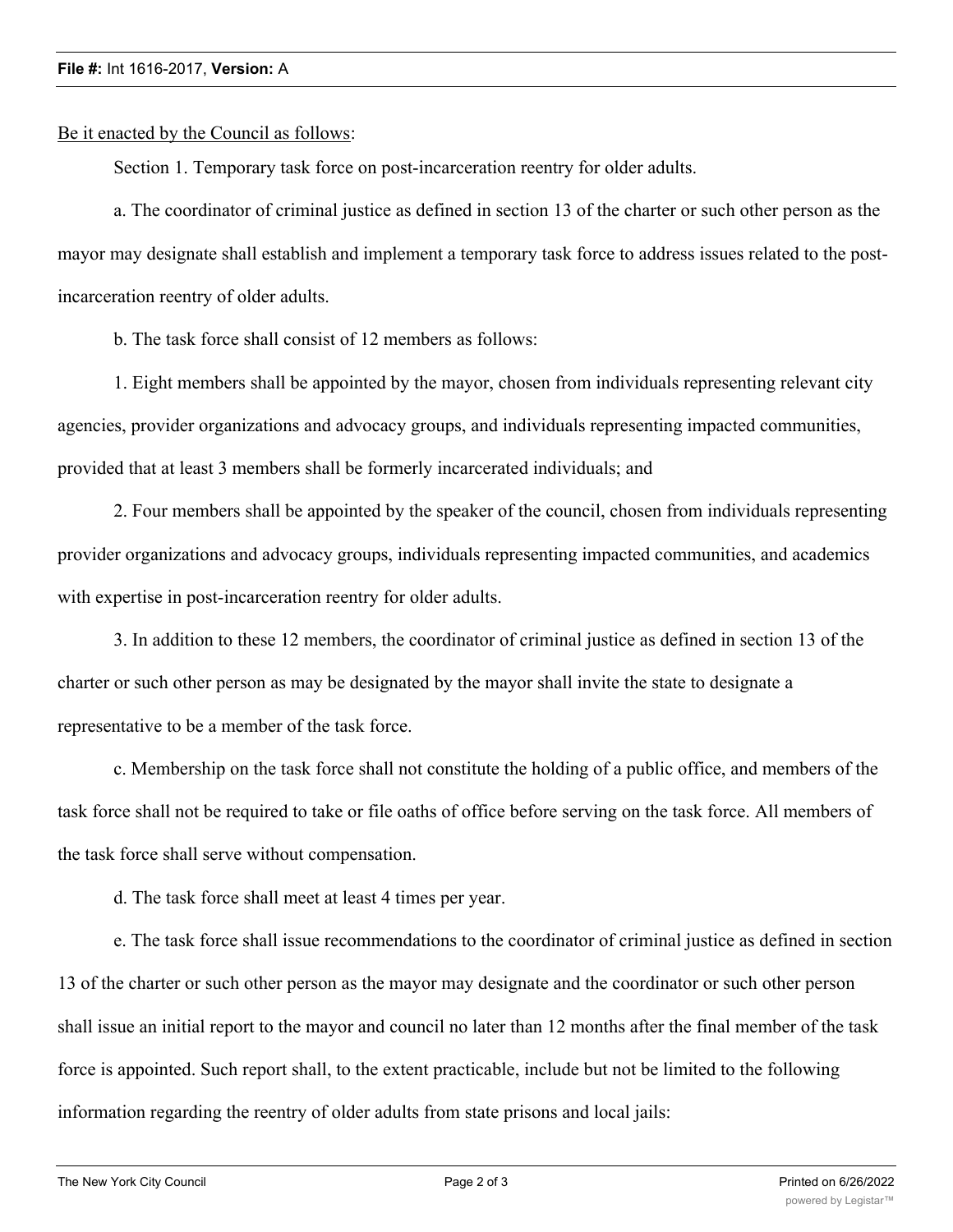Be it enacted by the Council as follows:

Section 1. Temporary task force on post-incarceration reentry for older adults.

a. The coordinator of criminal justice as defined in section 13 of the charter or such other person as the mayor may designate shall establish and implement a temporary task force to address issues related to the post-incarceration reentry of older adults.

b. The task force shall consist of 12 members as follows:

1. Eight members shall be appointed by the mayor, chosen from individuals representing relevant city agencies, provider organizations and advocacy groups, and individuals representing impacted communities, provided that at least 3 members shall be formerly incarcerated individuals; and

2. Four members shall be appointed by the speaker of the council, chosen from individuals representing provider organizations and advocacy groups, individuals representing impacted communities, and academics with expertise in post-incarceration reentry for older adults.

3. In addition to these 12 members, the coordinator of criminal justice as defined in section 13 of the charter or such other person as may be designated by the mayor shall invite the state to designate a representative to be a member of the task force.

c. Membership on the task force shall not constitute the holding of a public office, and members of the task force shall not be required to take or file oaths of office before serving on the task force. All members of the task force shall serve without compensation.

d. The task force shall meet at least 4 times per year.

e. The task force shall issue recommendations to the coordinator of criminal justice as defined in section 13 of the charter or such other person as the mayor may designate and the coordinator or such other person shall issue an initial report to the mayor and council no later than 12 months after the final member of the task force is appointed. Such report shall, to the extent practicable, include but not be limited to the following information regarding the reentry of older adults from state prisons and local jails: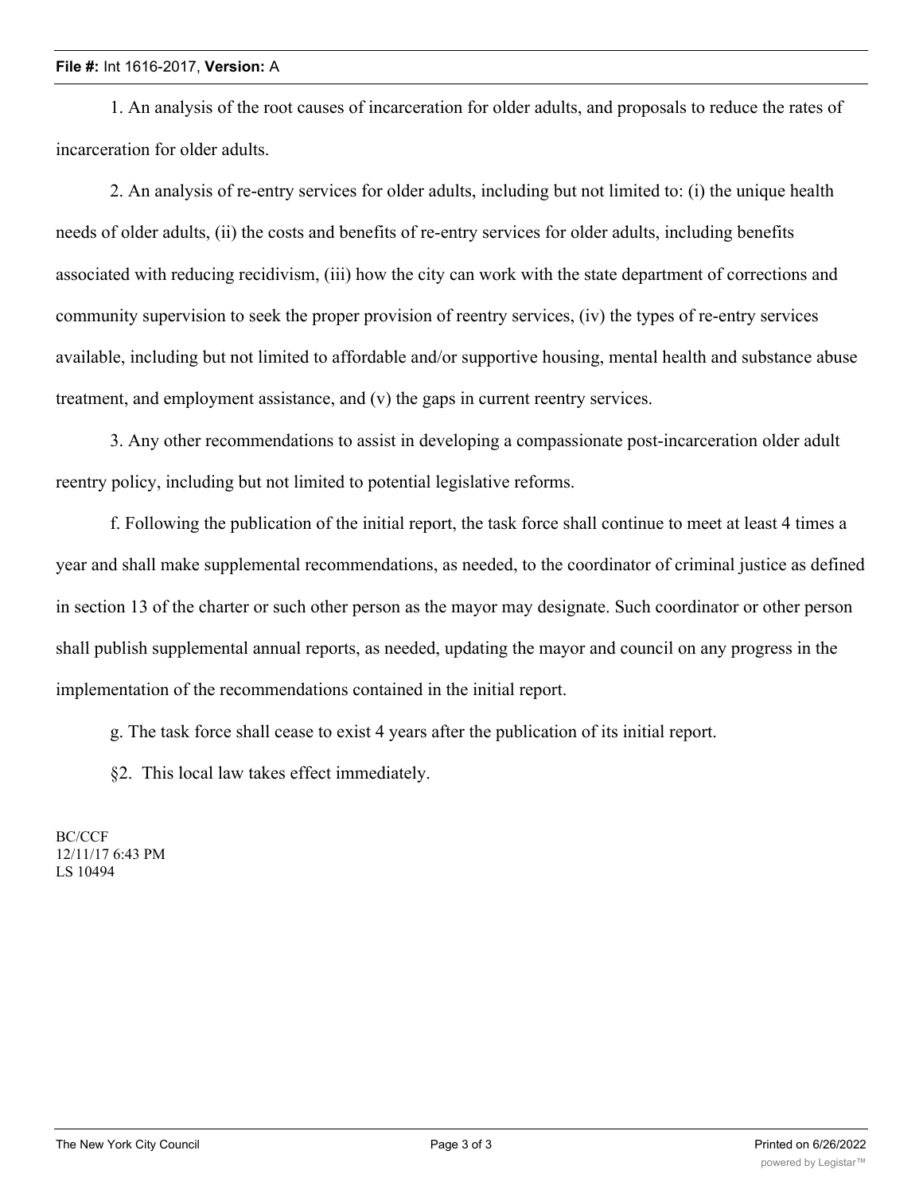1. An analysis of the root causes of incarceration for older adults, and proposals to reduce the rates of incarceration for older adults.

2. An analysis of re-entry services for older adults, including but not limited to: (i) the unique health needs of older adults, (ii) the costs and benefits of re-entry services for older adults, including benefits associated with reducing recidivism, (iii) how the city can work with the state department of corrections and community supervision to seek the proper provision of reentry services, (iv) the types of re-entry services available, including but not limited to affordable and/or supportive housing, mental health and substance abuse treatment, and employment assistance, and (v) the gaps in current reentry services.

3. Any other recommendations to assist in developing a compassionate post-incarceration older adult reentry policy, including but not limited to potential legislative reforms.

f. Following the publication of the initial report, the task force shall continue to meet at least 4 times a year and shall make supplemental recommendations, as needed, to the coordinator of criminal justice as defined in section 13 of the charter or such other person as the mayor may designate. Such coordinator or other person shall publish supplemental annual reports, as needed, updating the mayor and council on any progress in the implementation of the recommendations contained in the initial report.

g. The task force shall cease to exist 4 years after the publication of its initial report.

§2. This local law takes effect immediately.

BC/CCF
12/11/17 6:43 PM
LS 10494